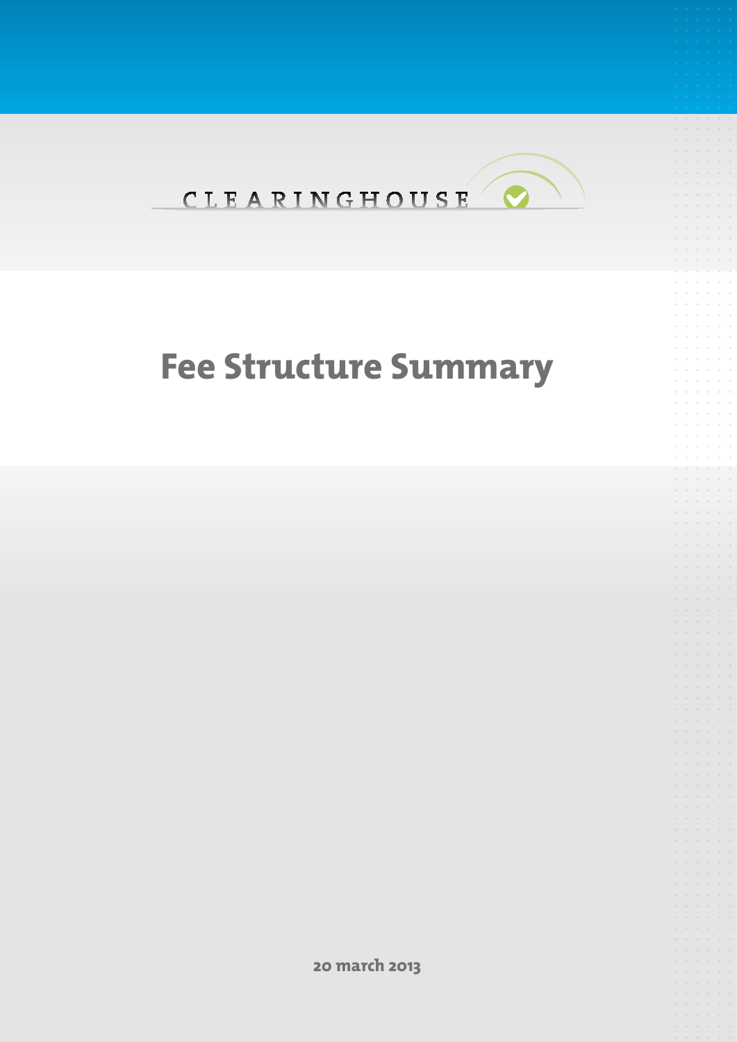CLEARINGHOUSE

# Fee Structure Summary

**20 march 2013**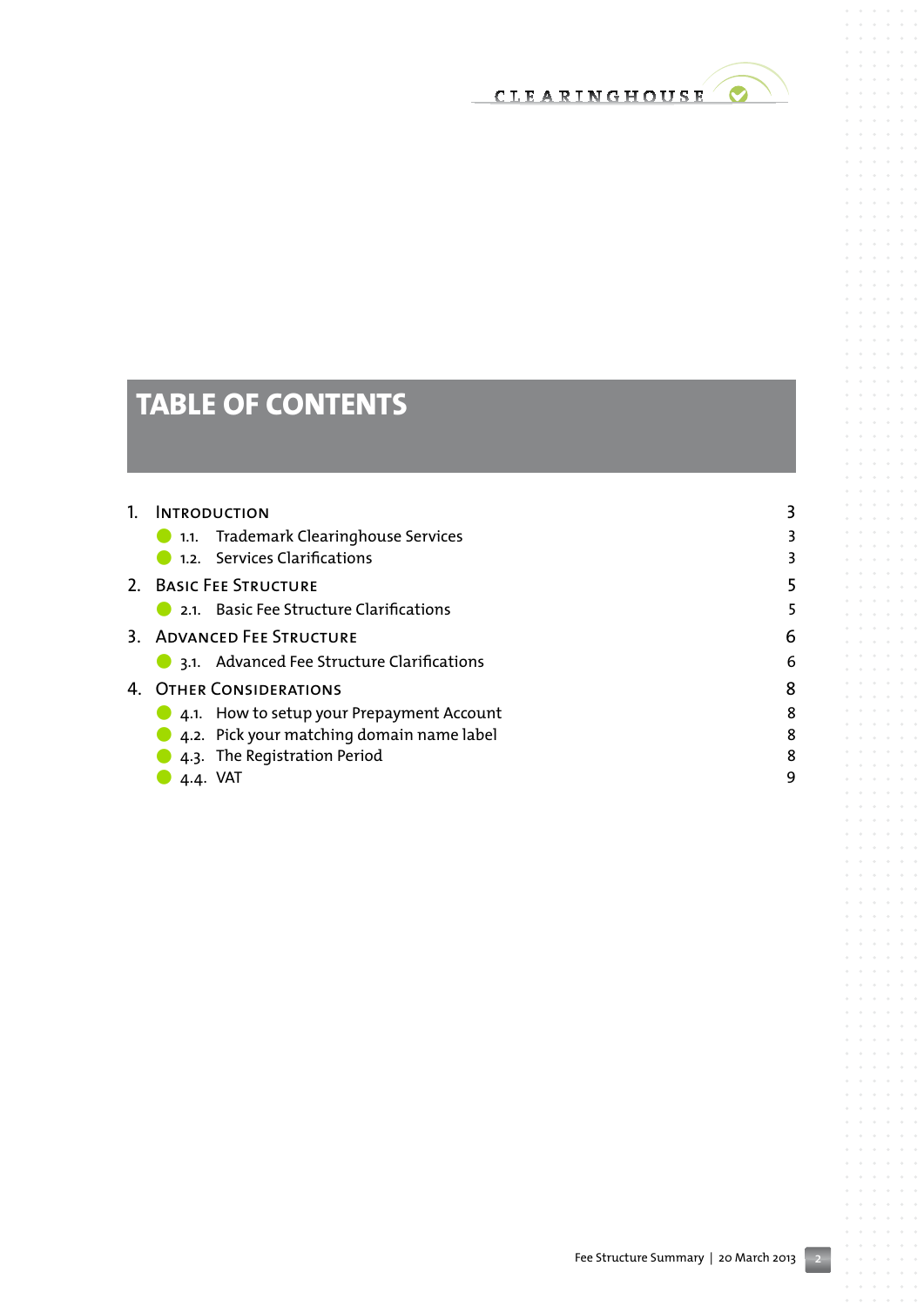# TABLE OF CONTENTS

| | |
|---|---|
| 1. Introduction | 3 |
| 1.1. Trademark Clearinghouse Services | 3 |
| 1.2. Services Clarifications | 3 |
| 2. Basic Fee Structure | 5 |
| 2.1. Basic Fee Structure Clarifications | 5 |
| 3. Advanced Fee Structure | 6 |
| 3.1. Advanced Fee Structure Clarifications | 6 |
| 4. Other Considerations | 8 |
| 4.1. How to setup your Prepayment Account | 8 |
| 4.2. Pick your matching domain name label | 8 |
| 4.3. The Registration Period | 8 |
| 4.4. VAT | 9 |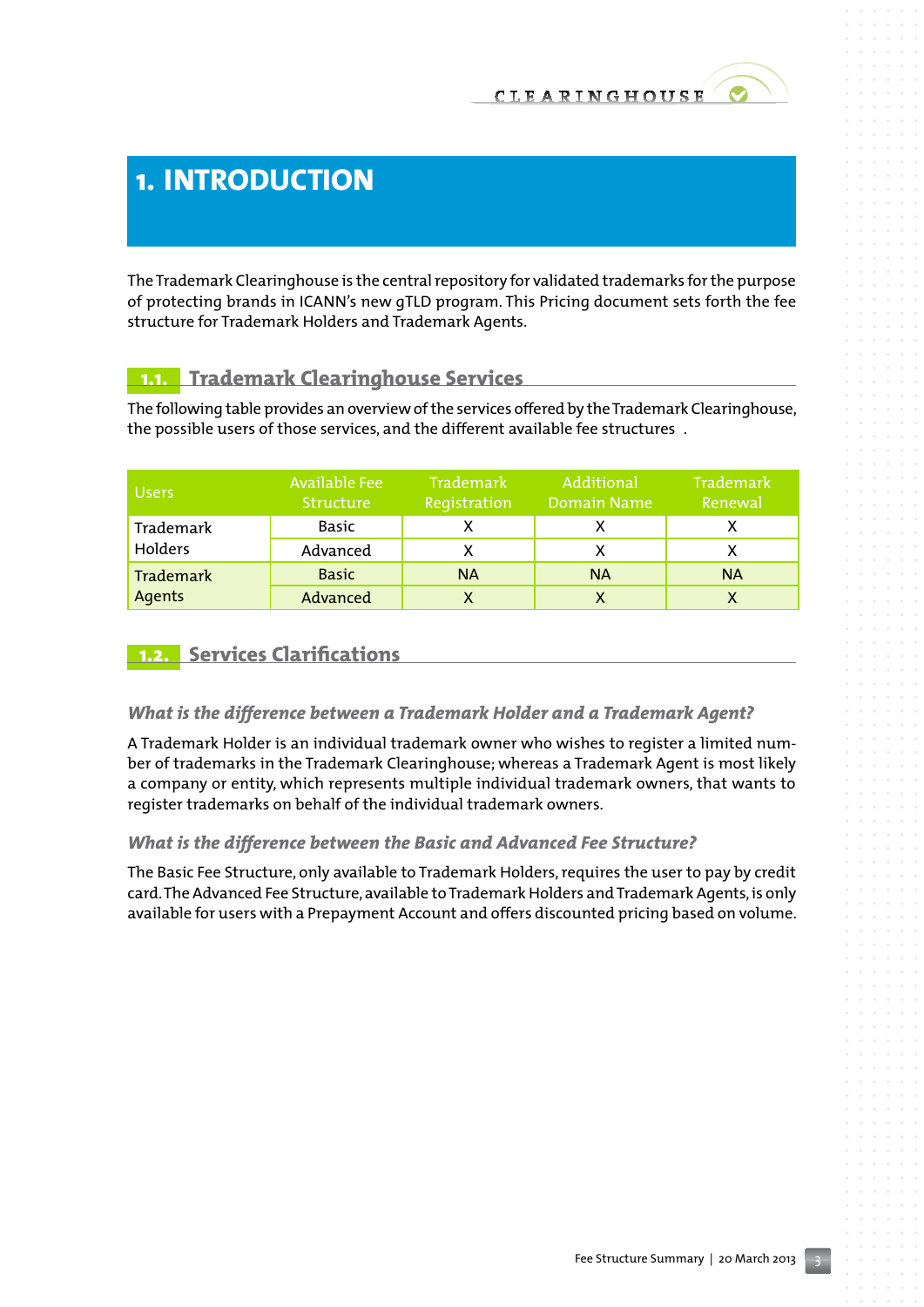# 1. INTRODUCTION

The Trademark Clearinghouse is the central repository for validated trademarks for the purpose of protecting brands in ICANN's new gTLD program. This Pricing document sets forth the fee structure for Trademark Holders and Trademark Agents.

## 1.1. Trademark Clearinghouse Services

The following table provides an overview of the services offered by the Trademark Clearinghouse, the possible users of those services, and the different available fee structures .

| Users | Available Fee Structure | Trademark Registration | Additional Domain Name | Trademark Renewal |
|---|---|---|---|---|
| Trademark Holders | Basic | X | X | X |
| | Advanced | X | X | X |
| Trademark Agents | Basic | NA | NA | NA |
| | Advanced | X | X | X |

## 1.2. Services Clarifications

### *What is the difference between a Trademark Holder and a Trademark Agent?*

A Trademark Holder is an individual trademark owner who wishes to register a limited number of trademarks in the Trademark Clearinghouse; whereas a Trademark Agent is most likely a company or entity, which represents multiple individual trademark owners, that wants to register trademarks on behalf of the individual trademark owners.

### *What is the difference between the Basic and Advanced Fee Structure?*

The Basic Fee Structure, only available to Trademark Holders, requires the user to pay by credit card. The Advanced Fee Structure, available to Trademark Holders and Trademark Agents, is only available for users with a Prepayment Account and offers discounted pricing based on volume.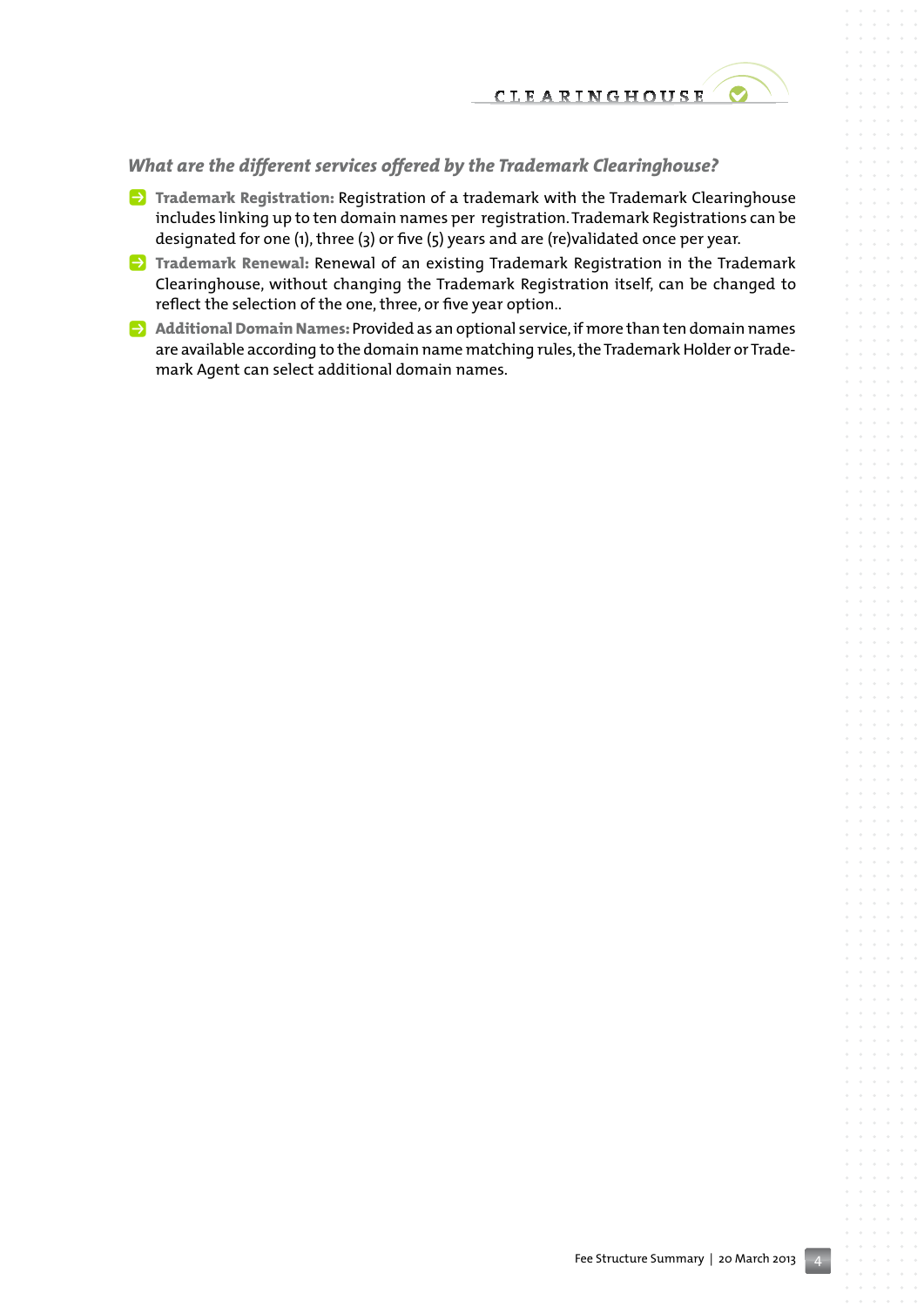### *What are the different services offered by the Trademark Clearinghouse?*

- **Trademark Registration:** Registration of a trademark with the Trademark Clearinghouse includes linking up to ten domain names per registration. Trademark Registrations can be designated for one (1), three (3) or five (5) years and are (re)validated once per year.
- **Trademark Renewal:** Renewal of an existing Trademark Registration in the Trademark Clearinghouse, without changing the Trademark Registration itself, can be changed to reflect the selection of the one, three, or five year option..
- **Additional Domain Names:** Provided as an optional service, if more than ten domain names are available according to the domain name matching rules, the Trademark Holder or Trademark Agent can select additional domain names.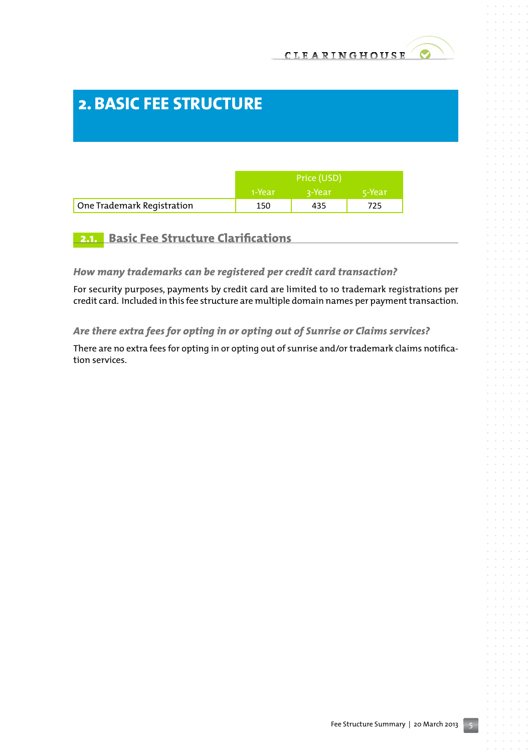# 2. BASIC FEE STRUCTURE

| | Price (USD) | | |
|---|---|---|---|
| | 1-Year | 3-Year | 5-Year |
| One Trademark Registration | 150 | 435 | 725 |

## 2.1. Basic Fee Structure Clarifications

*How many trademarks can be registered per credit card transaction?*

For security purposes, payments by credit card are limited to 10 trademark registrations per credit card. Included in this fee structure are multiple domain names per payment transaction.

*Are there extra fees for opting in or opting out of Sunrise or Claims services?*

There are no extra fees for opting in or opting out of sunrise and/or trademark claims notification services.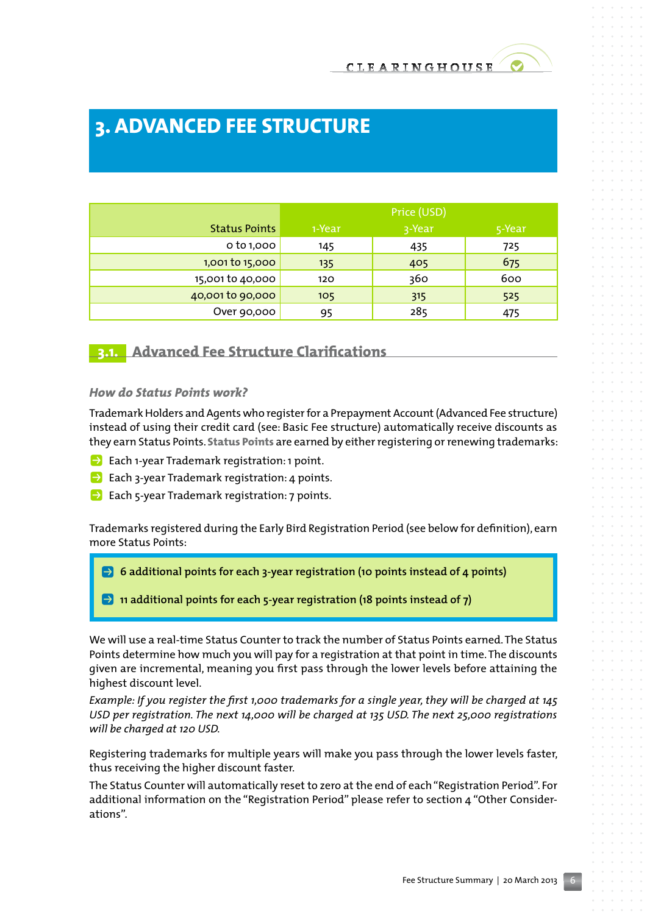# 3. ADVANCED FEE STRUCTURE

| Status Points | Price (USD) 1-Year | 3-Year | 5-Year |
|---|---|---|---|
| 0 to 1,000 | 145 | 435 | 725 |
| 1,001 to 15,000 | 135 | 405 | 675 |
| 15,001 to 40,000 | 120 | 360 | 600 |
| 40,001 to 90,000 | 105 | 315 | 525 |
| Over 90,000 | 95 | 285 | 475 |

## 3.1. Advanced Fee Structure Clarifications

### *How do Status Points work?*

Trademark Holders and Agents who register for a Prepayment Account (Advanced Fee structure) instead of using their credit card (see: Basic Fee structure) automatically receive discounts as they earn Status Points. **Status Points** are earned by either registering or renewing trademarks:

- Each 1-year Trademark registration: 1 point.
- Each 3-year Trademark registration: 4 points.
- Each 5-year Trademark registration: 7 points.

Trademarks registered during the Early Bird Registration Period (see below for definition), earn more Status Points:

- 6 additional points for each 3-year registration (10 points instead of 4 points)
- 11 additional points for each 5-year registration (18 points instead of 7)

We will use a real-time Status Counter to track the number of Status Points earned. The Status Points determine how much you will pay for a registration at that point in time. The discounts given are incremental, meaning you first pass through the lower levels before attaining the highest discount level.

*Example: If you register the first 1,000 trademarks for a single year, they will be charged at 145 USD per registration. The next 14,000 will be charged at 135 USD. The next 25,000 registrations will be charged at 120 USD.*

Registering trademarks for multiple years will make you pass through the lower levels faster, thus receiving the higher discount faster.

The Status Counter will automatically reset to zero at the end of each "Registration Period". For additional information on the "Registration Period" please refer to section 4 "Other Considerations".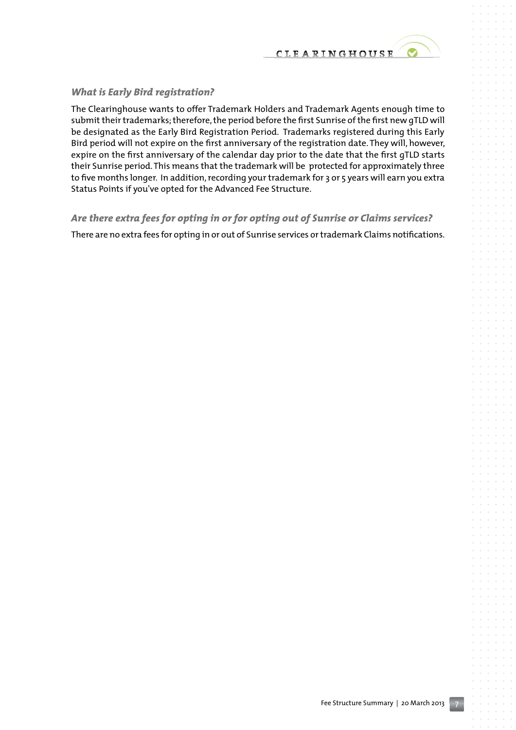### *What is Early Bird registration?*

The Clearinghouse wants to offer Trademark Holders and Trademark Agents enough time to submit their trademarks; therefore, the period before the first Sunrise of the first new gTLD will be designated as the Early Bird Registration Period. Trademarks registered during this Early Bird period will not expire on the first anniversary of the registration date. They will, however, expire on the first anniversary of the calendar day prior to the date that the first gTLD starts their Sunrise period. This means that the trademark will be protected for approximately three to five months longer. In addition, recording your trademark for 3 or 5 years will earn you extra Status Points if you've opted for the Advanced Fee Structure.

### *Are there extra fees for opting in or for opting out of Sunrise or Claims services?*

There are no extra fees for opting in or out of Sunrise services or trademark Claims notifications.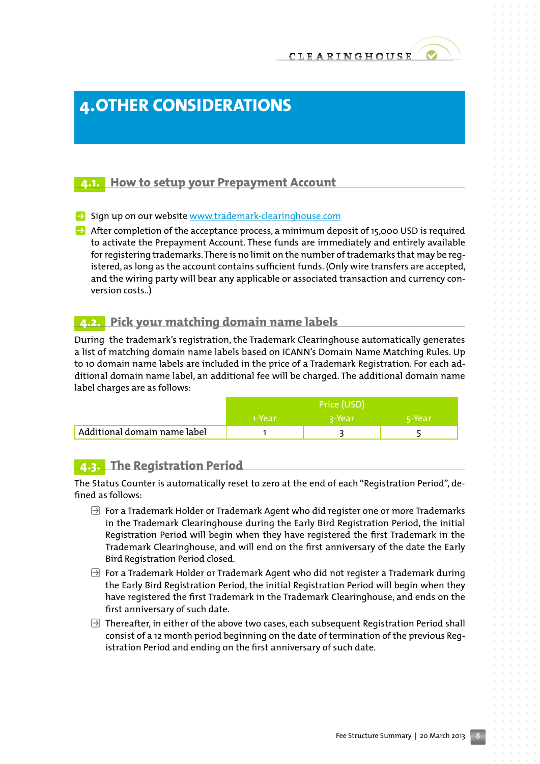# 4. OTHER CONSIDERATIONS

## 4.1. How to setup your Prepayment Account

- Sign up on our website www.trademark-clearinghouse.com
- After completion of the acceptance process, a minimum deposit of 15,000 USD is required to activate the Prepayment Account. These funds are immediately and entirely available for registering trademarks. There is no limit on the number of trademarks that may be registered, as long as the account contains sufficient funds. (Only wire transfers are accepted, and the wiring party will bear any applicable or associated transaction and currency conversion costs..)

## 4.2. Pick your matching domain name labels

During the trademark's registration, the Trademark Clearinghouse automatically generates a list of matching domain name labels based on ICANN's Domain Name Matching Rules. Up to 10 domain name labels are included in the price of a Trademark Registration. For each additional domain name label, an additional fee will be charged. The additional domain name label charges are as follows:

| | Price (USD) | | |
|---|---|---|---|
| | 1-Year | 3-Year | 5-Year |
| Additional domain name label | 1 | 3 | 5 |

## 4.3. The Registration Period

The Status Counter is automatically reset to zero at the end of each "Registration Period", defined as follows:

- For a Trademark Holder or Trademark Agent who did register one or more Trademarks in the Trademark Clearinghouse during the Early Bird Registration Period, the initial Registration Period will begin when they have registered the first Trademark in the Trademark Clearinghouse, and will end on the first anniversary of the date the Early Bird Registration Period closed.
- For a Trademark Holder or Trademark Agent who did not register a Trademark during the Early Bird Registration Period, the initial Registration Period will begin when they have registered the first Trademark in the Trademark Clearinghouse, and ends on the first anniversary of such date.
- Thereafter, in either of the above two cases, each subsequent Registration Period shall consist of a 12 month period beginning on the date of termination of the previous Registration Period and ending on the first anniversary of such date.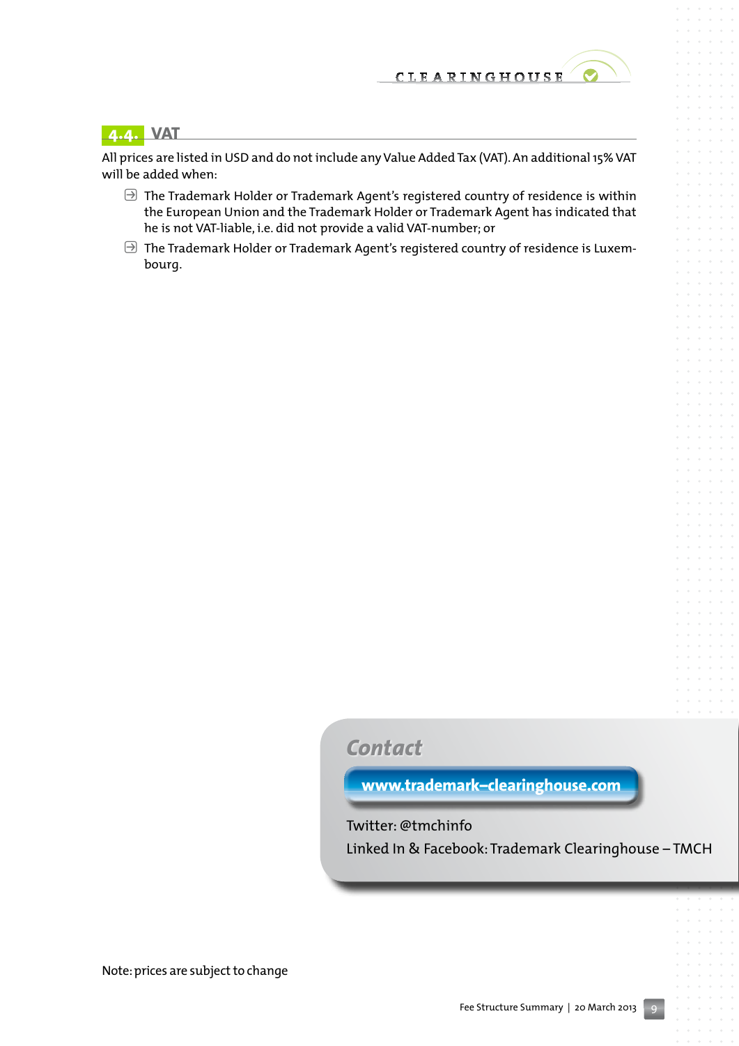## 4.4. VAT

All prices are listed in USD and do not include any Value Added Tax (VAT). An additional 15% VAT will be added when:

- The Trademark Holder or Trademark Agent's registered country of residence is within the European Union and the Trademark Holder or Trademark Agent has indicated that he is not VAT-liable, i.e. did not provide a valid VAT-number; or
- The Trademark Holder or Trademark Agent's registered country of residence is Luxembourg.

**Contact**

**www.trademark–clearinghouse.com**

Twitter: @tmchinfo

Linked In & Facebook: Trademark Clearinghouse – TMCH

Note: prices are subject to change